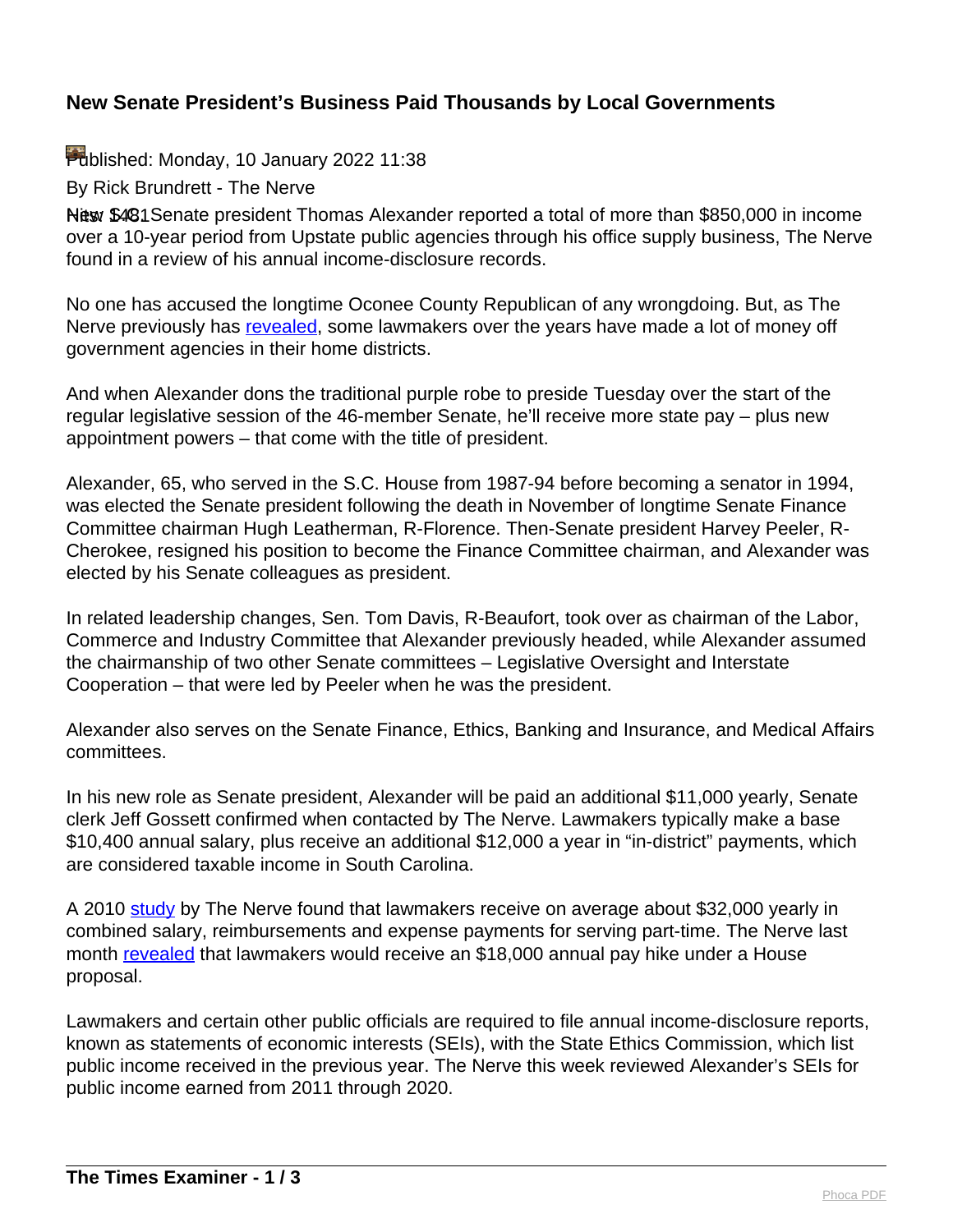# New Senate President's Business Paid Thousands by Local Governments

Published: Monday, 10 January 2022 11:38

By Rick Brundrett - The Nerve

New Senate president Thomas Alexander reported a total of more than $850,000 in income over a 10-year period from Upstate public agencies through his office supply business, The Nerve found in a review of his annual income-disclosure records.

No one has accused the longtime Oconee County Republican of any wrongdoing. But, as The Nerve previously has revealed, some lawmakers over the years have made a lot of money off government agencies in their home districts.

And when Alexander dons the traditional purple robe to preside Tuesday over the start of the regular legislative session of the 46-member Senate, he'll receive more state pay – plus new appointment powers – that come with the title of president.

Alexander, 65, who served in the S.C. House from 1987-94 before becoming a senator in 1994, was elected the Senate president following the death in November of longtime Senate Finance Committee chairman Hugh Leatherman, R-Florence. Then-Senate president Harvey Peeler, R-Cherokee, resigned his position to become the Finance Committee chairman, and Alexander was elected by his Senate colleagues as president.

In related leadership changes, Sen. Tom Davis, R-Beaufort, took over as chairman of the Labor, Commerce and Industry Committee that Alexander previously headed, while Alexander assumed the chairmanship of two other Senate committees – Legislative Oversight and Interstate Cooperation – that were led by Peeler when he was the president.

Alexander also serves on the Senate Finance, Ethics, Banking and Insurance, and Medical Affairs committees.

In his new role as Senate president, Alexander will be paid an additional $11,000 yearly, Senate clerk Jeff Gossett confirmed when contacted by The Nerve. Lawmakers typically make a base $10,400 annual salary, plus receive an additional $12,000 a year in "in-district" payments, which are considered taxable income in South Carolina.

A 2010 study by The Nerve found that lawmakers receive on average about $32,000 yearly in combined salary, reimbursements and expense payments for serving part-time. The Nerve last month revealed that lawmakers would receive an $18,000 annual pay hike under a House proposal.

Lawmakers and certain other public officials are required to file annual income-disclosure reports, known as statements of economic interests (SEIs), with the State Ethics Commission, which list public income received in the previous year. The Nerve this week reviewed Alexander's SEIs for public income earned from 2011 through 2020.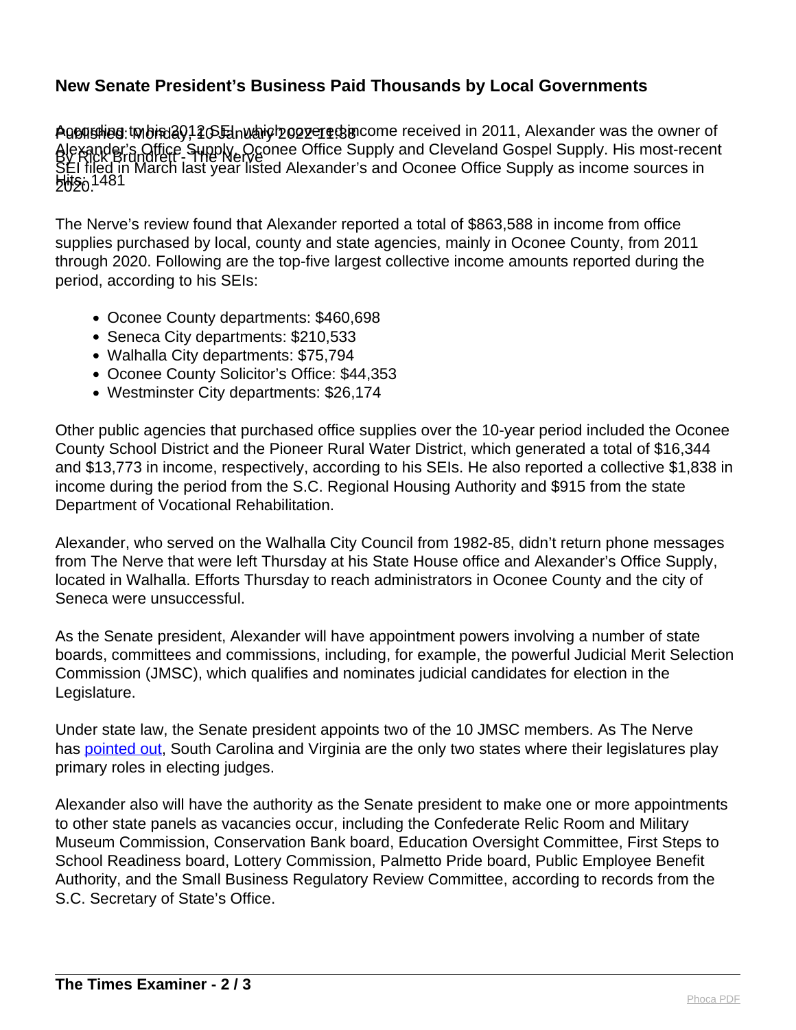## New Senate President's Business Paid Thousands by Local Governments

According to his 2012 SEI, which covered income received in 2011, Alexander was the owner of Alexander's Office Supply, Oconee Office Supply and Cleveland Gospel Supply. His most-recent SEI filed in March last year listed Alexander's and Oconee Office Supply as income sources in 2020.

The Nerve's review found that Alexander reported a total of $863,588 in income from office supplies purchased by local, county and state agencies, mainly in Oconee County, from 2011 through 2020. Following are the top-five largest collective income amounts reported during the period, according to his SEIs:

- Oconee County departments: $460,698
- Seneca City departments: $210,533
- Walhalla City departments: $75,794
- Oconee County Solicitor's Office: $44,353
- Westminster City departments: $26,174

Other public agencies that purchased office supplies over the 10-year period included the Oconee County School District and the Pioneer Rural Water District, which generated a total of $16,344 and $13,773 in income, respectively, according to his SEIs. He also reported a collective $1,838 in income during the period from the S.C. Regional Housing Authority and $915 from the state Department of Vocational Rehabilitation.

Alexander, who served on the Walhalla City Council from 1982-85, didn't return phone messages from The Nerve that were left Thursday at his State House office and Alexander's Office Supply, located in Walhalla. Efforts Thursday to reach administrators in Oconee County and the city of Seneca were unsuccessful.

As the Senate president, Alexander will have appointment powers involving a number of state boards, committees and commissions, including, for example, the powerful Judicial Merit Selection Commission (JMSC), which qualifies and nominates judicial candidates for election in the Legislature.

Under state law, the Senate president appoints two of the 10 JMSC members. As The Nerve has pointed out, South Carolina and Virginia are the only two states where their legislatures play primary roles in electing judges.

Alexander also will have the authority as the Senate president to make one or more appointments to other state panels as vacancies occur, including the Confederate Relic Room and Military Museum Commission, Conservation Bank board, Education Oversight Committee, First Steps to School Readiness board, Lottery Commission, Palmetto Pride board, Public Employee Benefit Authority, and the Small Business Regulatory Review Committee, according to records from the S.C. Secretary of State's Office.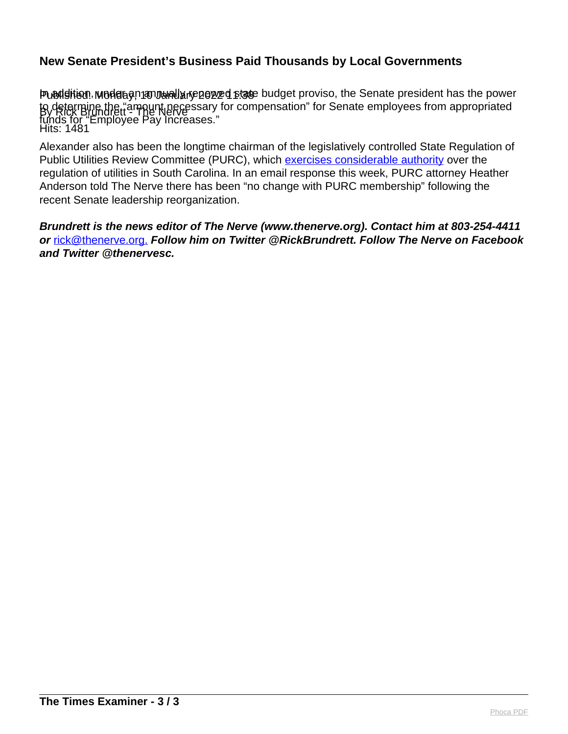## New Senate President's Business Paid Thousands by Local Governments

Published: Monday, 10 January 2022 11:38
By Rick Brundrett - The Nerve
Hits: 1481

In addition, under an annually renewed state budget proviso, the Senate president has the power to determine the "amount necessary for compensation" for Senate employees from appropriated funds for "Employee Pay Increases."

Alexander also has been the longtime chairman of the legislatively controlled State Regulation of Public Utilities Review Committee (PURC), which exercises considerable authority over the regulation of utilities in South Carolina. In an email response this week, PURC attorney Heather Anderson told The Nerve there has been "no change with PURC membership" following the recent Senate leadership reorganization.

***Brundrett is the news editor of The Nerve (www.thenerve.org). Contact him at 803-254-4411 or rick@thenerve.org. Follow him on Twitter @RickBrundrett. Follow The Nerve on Facebook and Twitter @thenervesc.***